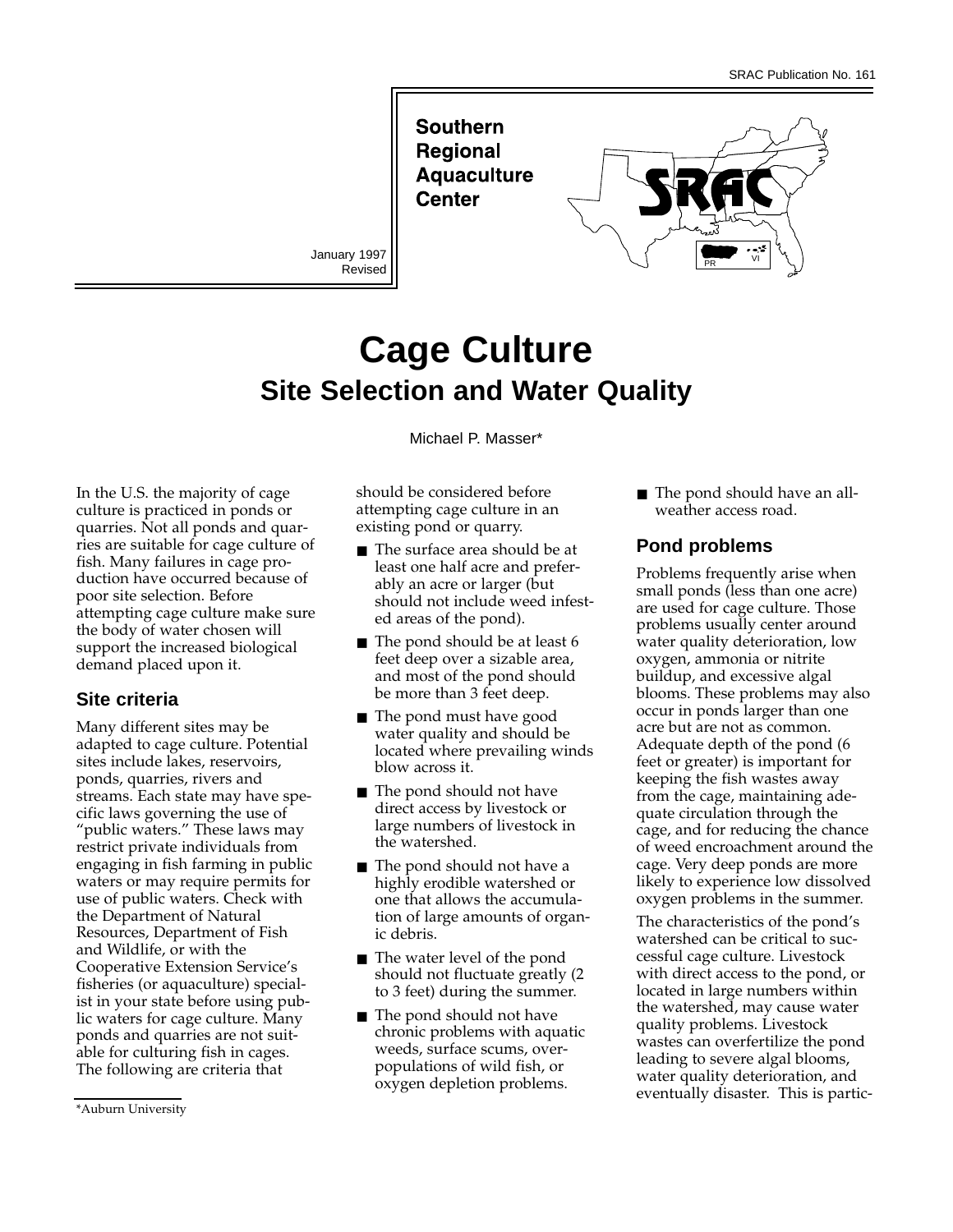SRAC Publication No. 161

**Southern Regional Aquaculture Center**

January 1997
Revised

# Cage Culture

## Site Selection and Water Quality

Michael P. Masser*

In the U.S. the majority of cage culture is practiced in ponds or quarries. Not all ponds and quarries are suitable for cage culture of fish. Many failures in cage production have occurred because of poor site selection. Before attempting cage culture make sure the body of water chosen will support the increased biological demand placed upon it.

### Site criteria

Many different sites may be adapted to cage culture. Potential sites include lakes, reservoirs, ponds, quarries, rivers and streams. Each state may have specific laws governing the use of "public waters." These laws may restrict private individuals from engaging in fish farming in public waters or may require permits for use of public waters. Check with the Department of Natural Resources, Department of Fish and Wildlife, or with the Cooperative Extension Service's fisheries (or aquaculture) specialist in your state before using public waters for cage culture. Many ponds and quarries are not suitable for culturing fish in cages. The following are criteria that should be considered before attempting cage culture in an existing pond or quarry.

- The surface area should be at least one half acre and preferably an acre or larger (but should not include weed infested areas of the pond).
- The pond should be at least 6 feet deep over a sizable area, and most of the pond should be more than 3 feet deep.
- The pond must have good water quality and should be located where prevailing winds blow across it.
- The pond should not have direct access by livestock or large numbers of livestock in the watershed.
- The pond should not have a highly erodible watershed or one that allows the accumulation of large amounts of organic debris.
- The water level of the pond should not fluctuate greatly (2 to 3 feet) during the summer.
- The pond should not have chronic problems with aquatic weeds, surface scums, overpopulations of wild fish, or oxygen depletion problems.
- The pond should have an all-weather access road.

### Pond problems

Problems frequently arise when small ponds (less than one acre) are used for cage culture. Those problems usually center around water quality deterioration, low oxygen, ammonia or nitrite buildup, and excessive algal blooms. These problems may also occur in ponds larger than one acre but are not as common. Adequate depth of the pond (6 feet or greater) is important for keeping the fish wastes away from the cage, maintaining adequate circulation through the cage, and for reducing the chance of weed encroachment around the cage. Very deep ponds are more likely to experience low dissolved oxygen problems in the summer.

The characteristics of the pond's watershed can be critical to successful cage culture. Livestock with direct access to the pond, or located in large numbers within the watershed, may cause water quality problems. Livestock wastes can overfertilize the pond leading to severe algal blooms, water quality deterioration, and eventually disaster. This is partic-

*Auburn University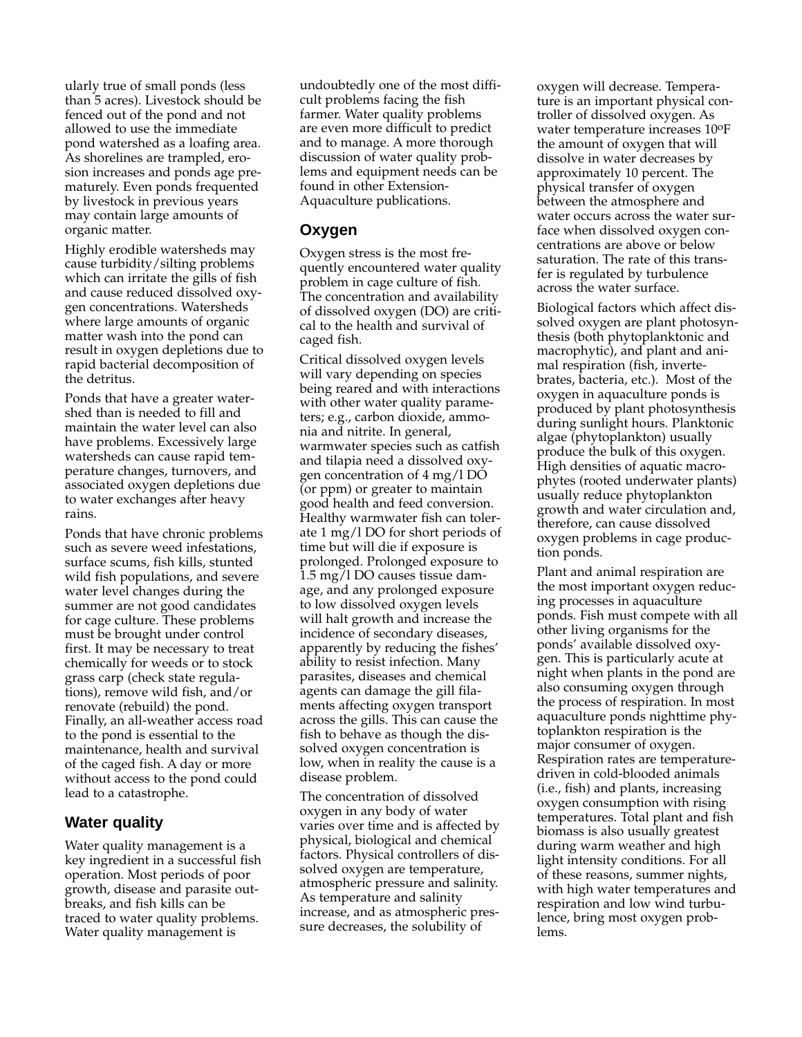ularly true of small ponds (less than 5 acres). Livestock should be fenced out of the pond and not allowed to use the immediate pond watershed as a loafing area. As shorelines are trampled, erosion increases and ponds age prematurely. Even ponds frequented by livestock in previous years may contain large amounts of organic matter.

Highly erodible watersheds may cause turbidity/silting problems which can irritate the gills of fish and cause reduced dissolved oxygen concentrations. Watersheds where large amounts of organic matter wash into the pond can result in oxygen depletions due to rapid bacterial decomposition of the detritus.

Ponds that have a greater watershed than is needed to fill and maintain the water level can also have problems. Excessively large watersheds can cause rapid temperature changes, turnovers, and associated oxygen depletions due to water exchanges after heavy rains.

Ponds that have chronic problems such as severe weed infestations, surface scums, fish kills, stunted wild fish populations, and severe water level changes during the summer are not good candidates for cage culture. These problems must be brought under control first. It may be necessary to treat chemically for weeds or to stock grass carp (check state regulations), remove wild fish, and/or renovate (rebuild) the pond. Finally, an all-weather access road to the pond is essential to the maintenance, health and survival of the caged fish. A day or more without access to the pond could lead to a catastrophe.

## Water quality

Water quality management is a key ingredient in a successful fish operation. Most periods of poor growth, disease and parasite outbreaks, and fish kills can be traced to water quality problems. Water quality management is undoubtedly one of the most difficult problems facing the fish farmer. Water quality problems are even more difficult to predict and to manage. A more thorough discussion of water quality problems and equipment needs can be found in other Extension-Aquaculture publications.

## Oxygen

Oxygen stress is the most frequently encountered water quality problem in cage culture of fish. The concentration and availability of dissolved oxygen (DO) are critical to the health and survival of caged fish.

Critical dissolved oxygen levels will vary depending on species being reared and with interactions with other water quality parameters; e.g., carbon dioxide, ammonia and nitrite. In general, warmwater species such as catfish and tilapia need a dissolved oxygen concentration of 4 mg/l DO (or ppm) or greater to maintain good health and feed conversion. Healthy warmwater fish can tolerate 1 mg/l DO for short periods of time but will die if exposure is prolonged. Prolonged exposure to 1.5 mg/l DO causes tissue damage, and any prolonged exposure to low dissolved oxygen levels will halt growth and increase the incidence of secondary diseases, apparently by reducing the fishes' ability to resist infection. Many parasites, diseases and chemical agents can damage the gill filaments affecting oxygen transport across the gills. This can cause the fish to behave as though the dissolved oxygen concentration is low, when in reality the cause is a disease problem.

The concentration of dissolved oxygen in any body of water varies over time and is affected by physical, biological and chemical factors. Physical controllers of dissolved oxygen are temperature, atmospheric pressure and salinity. As temperature and salinity increase, and as atmospheric pressure decreases, the solubility of oxygen will decrease. Temperature is an important physical controller of dissolved oxygen. As water temperature increases 10°F the amount of oxygen that will dissolve in water decreases by approximately 10 percent. The physical transfer of oxygen between the atmosphere and water occurs across the water surface when dissolved oxygen concentrations are above or below saturation. The rate of this transfer is regulated by turbulence across the water surface.

Biological factors which affect dissolved oxygen are plant photosynthesis (both phytoplanktonic and macrophytic), and plant and animal respiration (fish, invertebrates, bacteria, etc.). Most of the oxygen in aquaculture ponds is produced by plant photosynthesis during sunlight hours. Planktonic algae (phytoplankton) usually produce the bulk of this oxygen. High densities of aquatic macrophytes (rooted underwater plants) usually reduce phytoplankton growth and water circulation and, therefore, can cause dissolved oxygen problems in cage production ponds.

Plant and animal respiration are the most important oxygen reducing processes in aquaculture ponds. Fish must compete with all other living organisms for the ponds' available dissolved oxygen. This is particularly acute at night when plants in the pond are also consuming oxygen through the process of respiration. In most aquaculture ponds nighttime phytoplankton respiration is the major consumer of oxygen. Respiration rates are temperature-driven in cold-blooded animals (i.e., fish) and plants, increasing oxygen consumption with rising temperatures. Total plant and fish biomass is also usually greatest during warm weather and high light intensity conditions. For all of these reasons, summer nights, with high water temperatures and respiration and low wind turbulence, bring most oxygen problems.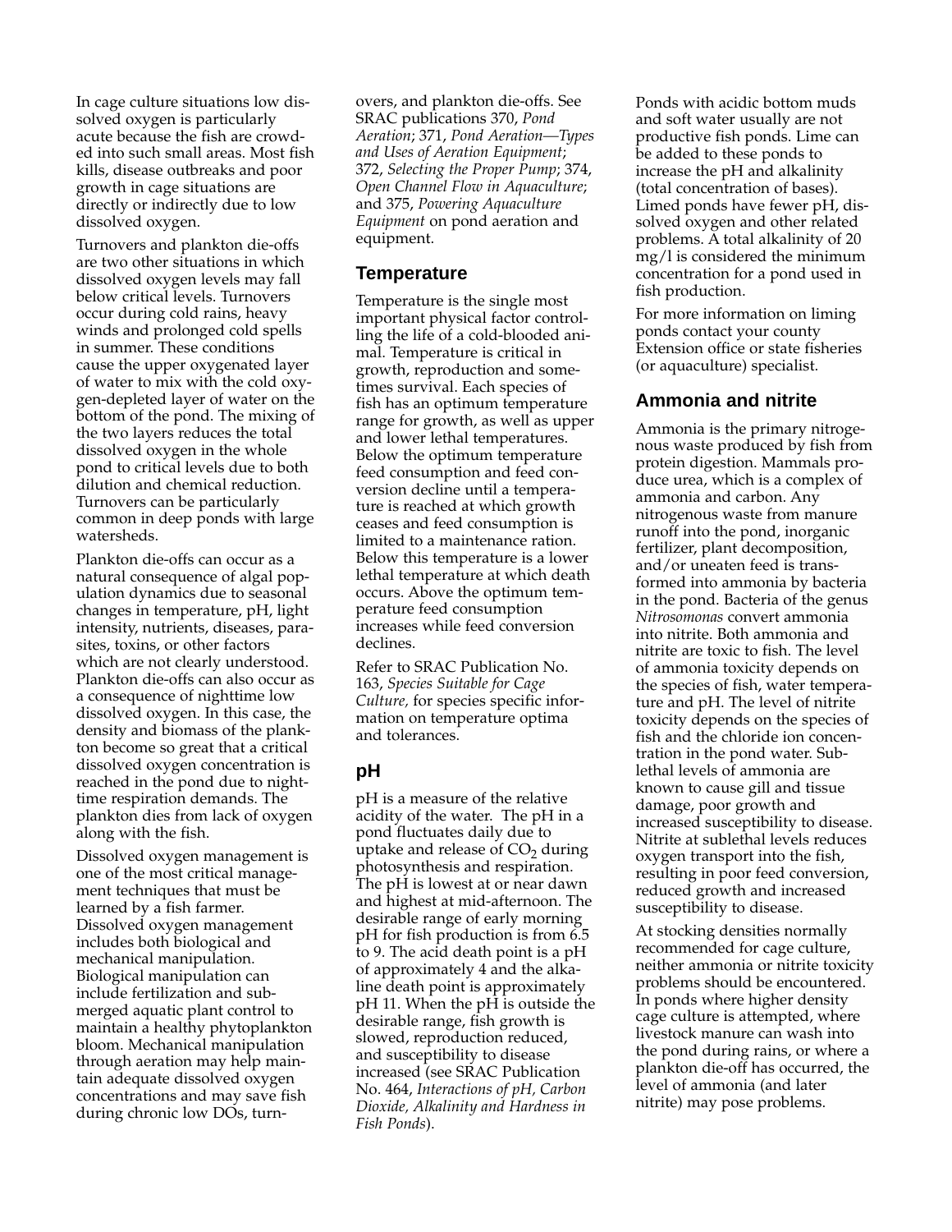In cage culture situations low dissolved oxygen is particularly acute because the fish are crowded into such small areas. Most fish kills, disease outbreaks and poor growth in cage situations are directly or indirectly due to low dissolved oxygen.

Turnovers and plankton die-offs are two other situations in which dissolved oxygen levels may fall below critical levels. Turnovers occur during cold rains, heavy winds and prolonged cold spells in summer. These conditions cause the upper oxygenated layer of water to mix with the cold oxygen-depleted layer of water on the bottom of the pond. The mixing of the two layers reduces the total dissolved oxygen in the whole pond to critical levels due to both dilution and chemical reduction. Turnovers can be particularly common in deep ponds with large watersheds.

Plankton die-offs can occur as a natural consequence of algal population dynamics due to seasonal changes in temperature, pH, light intensity, nutrients, diseases, parasites, toxins, or other factors which are not clearly understood. Plankton die-offs can also occur as a consequence of nighttime low dissolved oxygen. In this case, the density and biomass of the plankton become so great that a critical dissolved oxygen concentration is reached in the pond due to nighttime respiration demands. The plankton dies from lack of oxygen along with the fish.

Dissolved oxygen management is one of the most critical management techniques that must be learned by a fish farmer. Dissolved oxygen management includes both biological and mechanical manipulation. Biological manipulation can include fertilization and submerged aquatic plant control to maintain a healthy phytoplankton bloom. Mechanical manipulation through aeration may help maintain adequate dissolved oxygen concentrations and may save fish during chronic low DOs, turnovers, and plankton die-offs. See SRAC publications 370, *Pond Aeration*; 371, *Pond Aeration—Types and Uses of Aeration Equipment*; 372, *Selecting the Proper Pump*; 374, *Open Channel Flow in Aquaculture*; and 375, *Powering Aquaculture Equipment* on pond aeration and equipment.

## Temperature

Temperature is the single most important physical factor controlling the life of a cold-blooded animal. Temperature is critical in growth, reproduction and sometimes survival. Each species of fish has an optimum temperature range for growth, as well as upper and lower lethal temperatures. Below the optimum temperature feed consumption and feed conversion decline until a temperature is reached at which growth ceases and feed consumption is limited to a maintenance ration. Below this temperature is a lower lethal temperature at which death occurs. Above the optimum temperature feed consumption increases while feed conversion declines.

Refer to SRAC Publication No. 163, *Species Suitable for Cage Culture,* for species specific information on temperature optima and tolerances.

## pH

pH is a measure of the relative acidity of the water. The pH in a pond fluctuates daily due to uptake and release of $CO_2$ during photosynthesis and respiration. The pH is lowest at or near dawn and highest at mid-afternoon. The desirable range of early morning pH for fish production is from 6.5 to 9. The acid death point is a pH of approximately 4 and the alkaline death point is approximately pH 11. When the pH is outside the desirable range, fish growth is slowed, reproduction reduced, and susceptibility to disease increased (see SRAC Publication No. 464, *Interactions of pH, Carbon Dioxide, Alkalinity and Hardness in Fish Ponds*).

Ponds with acidic bottom muds and soft water usually are not productive fish ponds. Lime can be added to these ponds to increase the pH and alkalinity (total concentration of bases). Limed ponds have fewer pH, dissolved oxygen and other related problems. A total alkalinity of 20 mg/l is considered the minimum concentration for a pond used in fish production.

For more information on liming ponds contact your county Extension office or state fisheries (or aquaculture) specialist.

## Ammonia and nitrite

Ammonia is the primary nitrogenous waste produced by fish from protein digestion. Mammals produce urea, which is a complex of ammonia and carbon. Any nitrogenous waste from manure runoff into the pond, inorganic fertilizer, plant decomposition, and/or uneaten feed is transformed into ammonia by bacteria in the pond. Bacteria of the genus *Nitrosomonas* convert ammonia into nitrite. Both ammonia and nitrite are toxic to fish. The level of ammonia toxicity depends on the species of fish, water temperature and pH. The level of nitrite toxicity depends on the species of fish and the chloride ion concentration in the pond water. Sublethal levels of ammonia are known to cause gill and tissue damage, poor growth and increased susceptibility to disease. Nitrite at sublethal levels reduces oxygen transport into the fish, resulting in poor feed conversion, reduced growth and increased susceptibility to disease.

At stocking densities normally recommended for cage culture, neither ammonia or nitrite toxicity problems should be encountered. In ponds where higher density cage culture is attempted, where livestock manure can wash into the pond during rains, or where a plankton die-off has occurred, the level of ammonia (and later nitrite) may pose problems.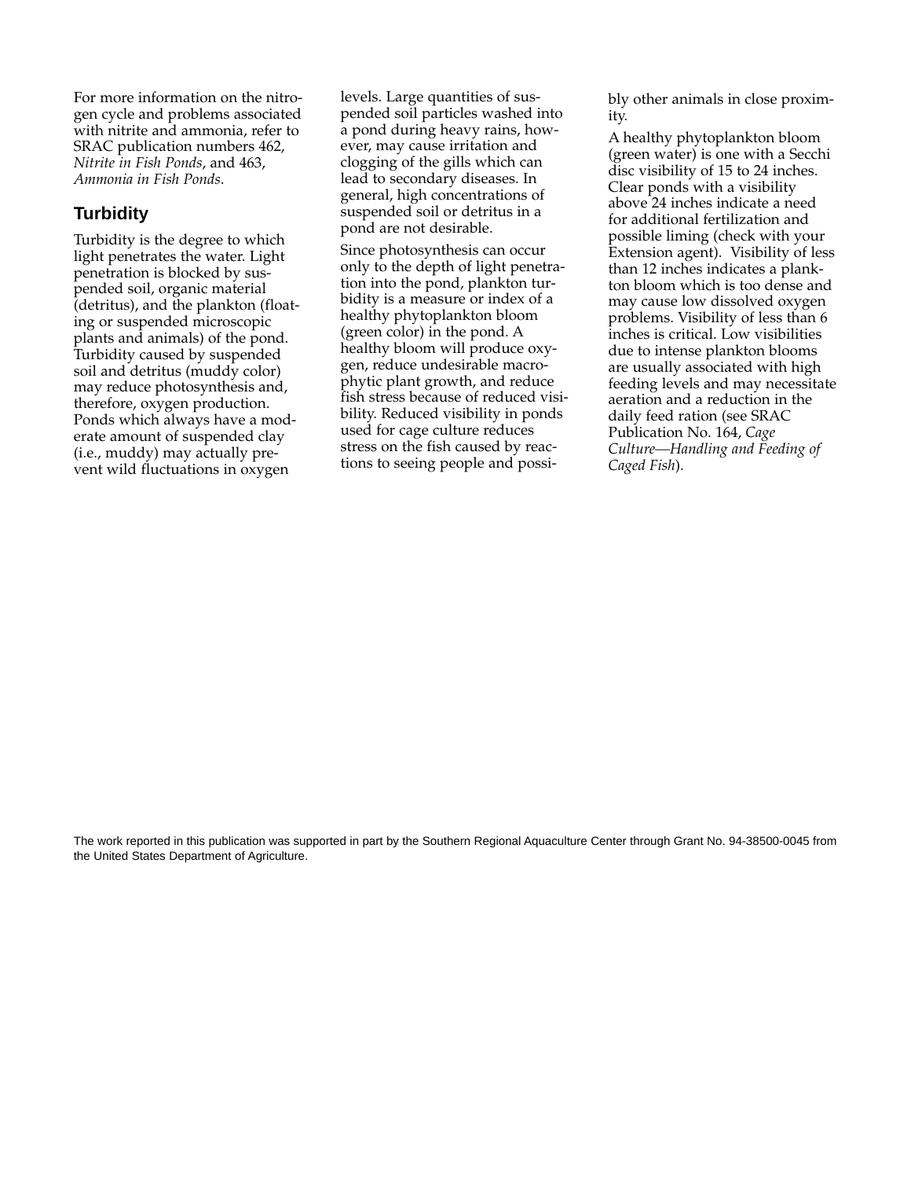For more information on the nitrogen cycle and problems associated with nitrite and ammonia, refer to SRAC publication numbers 462, *Nitrite in Fish Ponds*, and 463, *Ammonia in Fish Ponds*.

## Turbidity

Turbidity is the degree to which light penetrates the water. Light penetration is blocked by suspended soil, organic material (detritus), and the plankton (floating or suspended microscopic plants and animals) of the pond. Turbidity caused by suspended soil and detritus (muddy color) may reduce photosynthesis and, therefore, oxygen production. Ponds which always have a moderate amount of suspended clay (i.e., muddy) may actually prevent wild fluctuations in oxygen levels. Large quantities of suspended soil particles washed into a pond during heavy rains, however, may cause irritation and clogging of the gills which can lead to secondary diseases. In general, high concentrations of suspended soil or detritus in a pond are not desirable.

Since photosynthesis can occur only to the depth of light penetration into the pond, plankton turbidity is a measure or index of a healthy phytoplankton bloom (green color) in the pond. A healthy bloom will produce oxygen, reduce undesirable macrophytic plant growth, and reduce fish stress because of reduced visibility. Reduced visibility in ponds used for cage culture reduces stress on the fish caused by reactions to seeing people and possibly other animals in close proximity.

A healthy phytoplankton bloom (green water) is one with a Secchi disc visibility of 15 to 24 inches. Clear ponds with a visibility above 24 inches indicate a need for additional fertilization and possible liming (check with your Extension agent). Visibility of less than 12 inches indicates a plankton bloom which is too dense and may cause low dissolved oxygen problems. Visibility of less than 6 inches is critical. Low visibilities due to intense plankton blooms are usually associated with high feeding levels and may necessitate aeration and a reduction in the daily feed ration (see SRAC Publication No. 164, *Cage Culture—Handling and Feeding of Caged Fish*).

The work reported in this publication was supported in part by the Southern Regional Aquaculture Center through Grant No. 94-38500-0045 from the United States Department of Agriculture.